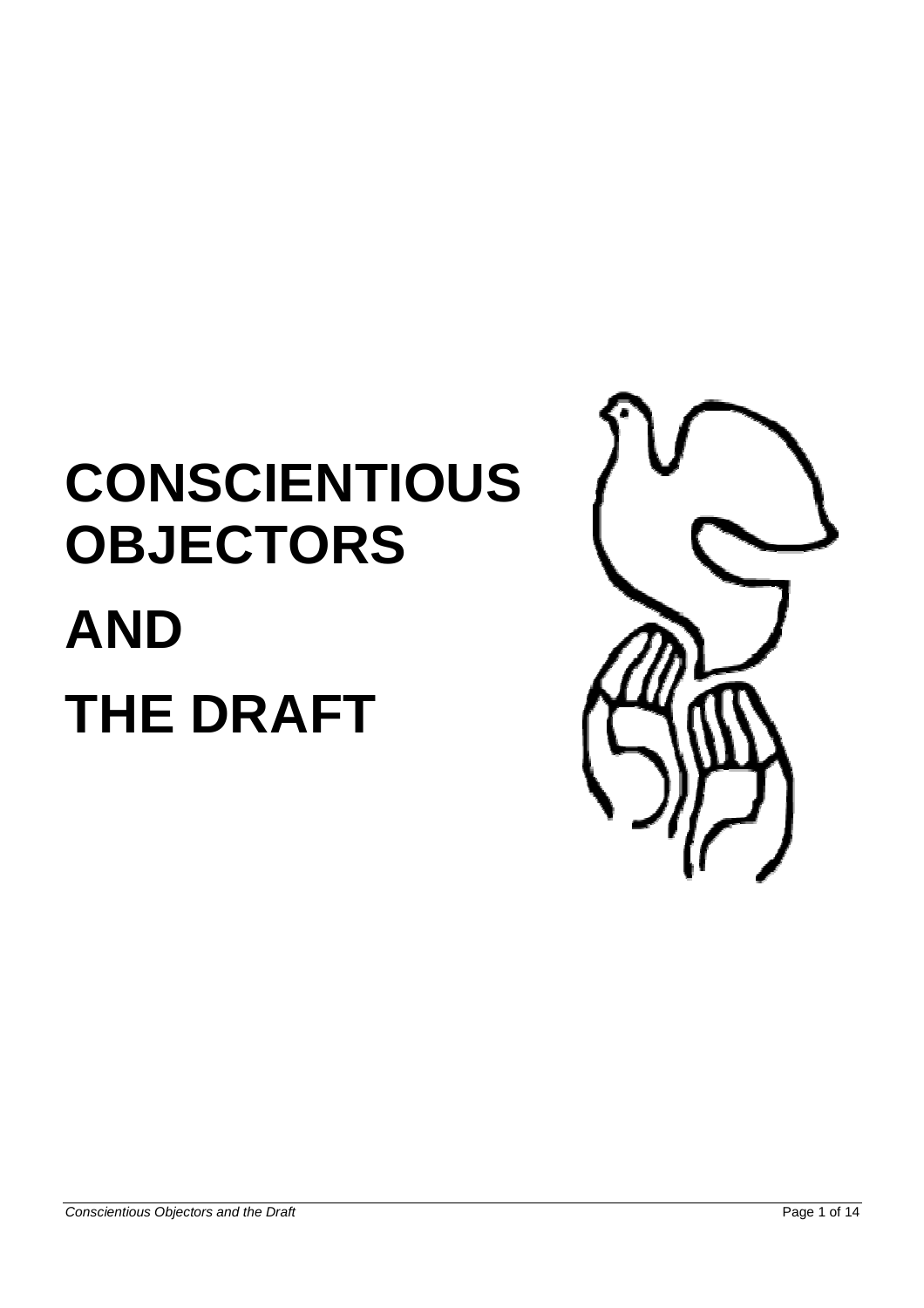# CONSCIENTIOUS OBJECTORS

# AND

# THE DRAFT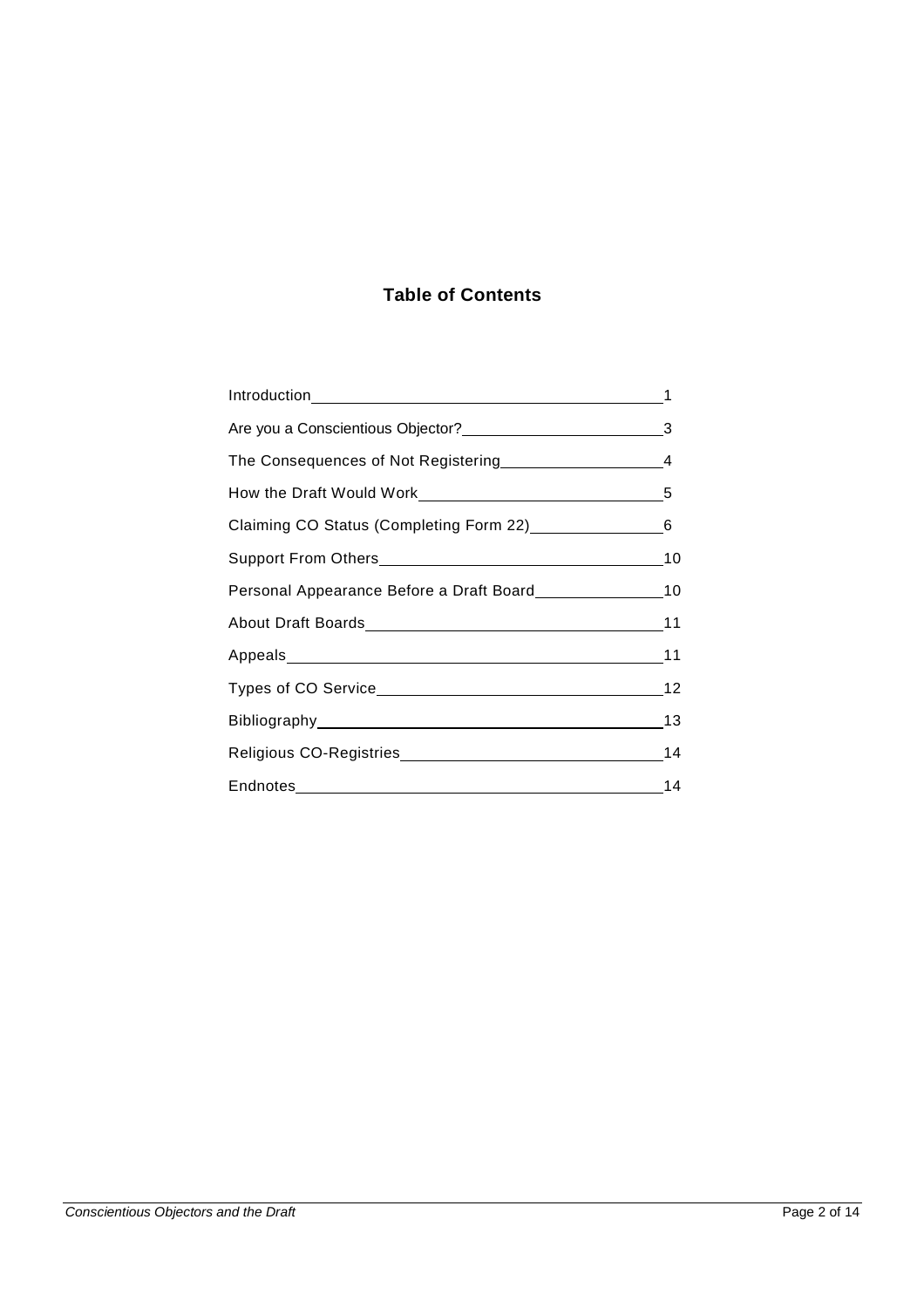## Table of Contents

| | |
|---|---|
| Introduction | 1 |
| Are you a Conscientious Objector? | 3 |
| The Consequences of Not Registering | 4 |
| How the Draft Would Work | 5 |
| Claiming CO Status (Completing Form 22) | 6 |
| Support From Others | 10 |
| Personal Appearance Before a Draft Board | 10 |
| About Draft Boards | 11 |
| Appeals | 11 |
| Types of CO Service | 12 |
| Bibliography | 13 |
| Religious CO-Registries | 14 |
| Endnotes | 14 |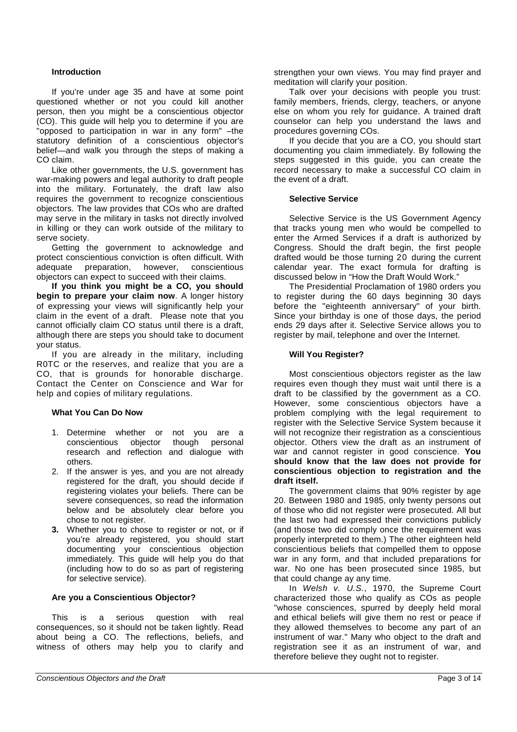### Introduction

If you're under age 35 and have at some point questioned whether or not you could kill another person, then you might be a conscientious objector (CO). This guide will help you to determine if you are "opposed to participation in war in any form" –the statutory definition of a conscientious objector's belief—and walk you through the steps of making a CO claim.

Like other governments, the U.S. government has war-making powers and legal authority to draft people into the military. Fortunately, the draft law also requires the government to recognize conscientious objectors. The law provides that COs who are drafted may serve in the military in tasks not directly involved in killing or they can work outside of the military to serve society.

Getting the government to acknowledge and protect conscientious conviction is often difficult. With adequate preparation, however, conscientious objectors can expect to succeed with their claims.

**If you think you might be a CO, you should begin to prepare your claim now**. A longer history of expressing your views will significantly help your claim in the event of a draft. Please note that you cannot officially claim CO status until there is a draft, although there are steps you should take to document your status.

If you are already in the military, including R0TC or the reserves, and realize that you are a CO, that is grounds for honorable discharge. Contact the Center on Conscience and War for help and copies of military regulations.

### What You Can Do Now

1. Determine whether or not you are a conscientious objector though personal research and reflection and dialogue with others.
2. If the answer is yes, and you are not already registered for the draft, you should decide if registering violates your beliefs. There can be severe consequences, so read the information below and be absolutely clear before you chose to not register.
3. Whether you to chose to register or not, or if you're already registered, you should start documenting your conscientious objection immediately. This guide will help you do that (including how to do so as part of registering for selective service).

### Are you a Conscientious Objector?

This is a serious question with real consequences, so it should not be taken lightly. Read about being a CO. The reflections, beliefs, and witness of others may help you to clarify and strengthen your own views. You may find prayer and meditation will clarify your position.

Talk over your decisions with people you trust: family members, friends, clergy, teachers, or anyone else on whom you rely for guidance. A trained draft counselor can help you understand the laws and procedures governing COs.

If you decide that you are a CO, you should start documenting you claim immediately. By following the steps suggested in this guide, you can create the record necessary to make a successful CO claim in the event of a draft.

### Selective Service

Selective Service is the US Government Agency that tracks young men who would be compelled to enter the Armed Services if a draft is authorized by Congress. Should the draft begin, the first people drafted would be those turning 20 during the current calendar year. The exact formula for drafting is discussed below in "How the Draft Would Work."

The Presidential Proclamation of 1980 orders you to register during the 60 days beginning 30 days before the "eighteenth anniversary" of your birth. Since your birthday is one of those days, the period ends 29 days after it. Selective Service allows you to register by mail, telephone and over the Internet.

### Will You Register?

Most conscientious objectors register as the law requires even though they must wait until there is a draft to be classified by the government as a CO. However, some conscientious objectors have a problem complying with the legal requirement to register with the Selective Service System because it will not recognize their registration as a conscientious objector. Others view the draft as an instrument of war and cannot register in good conscience. **You should know that the law does not provide for conscientious objection to registration and the draft itself.**

The government claims that 90% register by age 20. Between 1980 and 1985, only twenty persons out of those who did not register were prosecuted. All but the last two had expressed their convictions publicly (and those two did comply once the requirement was properly interpreted to them.) The other eighteen held conscientious beliefs that compelled them to oppose war in any form, and that included preparations for war. No one has been prosecuted since 1985, but that could change ay any time.

In *Welsh v. U.S.*, 1970, the Supreme Court characterized those who qualify as COs as people "whose consciences, spurred by deeply held moral and ethical beliefs will give them no rest or peace if they allowed themselves to become any part of an instrument of war." Many who object to the draft and registration see it as an instrument of war, and therefore believe they ought not to register.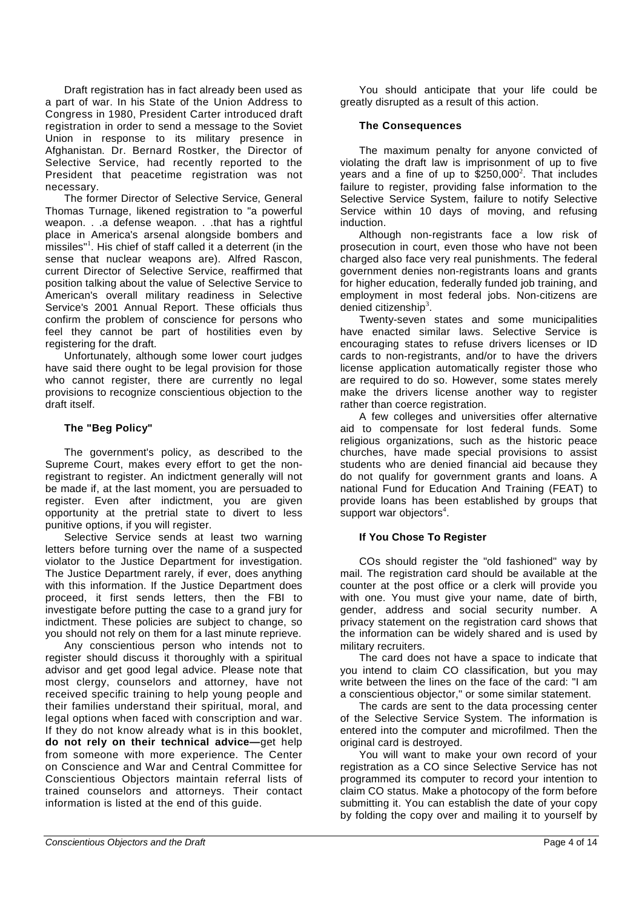Draft registration has in fact already been used as a part of war. In his State of the Union Address to Congress in 1980, President Carter introduced draft registration in order to send a message to the Soviet Union in response to its military presence in Afghanistan. Dr. Bernard Rostker, the Director of Selective Service, had recently reported to the President that peacetime registration was not necessary.

The former Director of Selective Service, General Thomas Turnage, likened registration to "a powerful weapon. . .a defense weapon. . .that has a rightful place in America's arsenal alongside bombers and missiles"[1]. His chief of staff called it a deterrent (in the sense that nuclear weapons are). Alfred Rascon, current Director of Selective Service, reaffirmed that position talking about the value of Selective Service to American's overall military readiness in Selective Service's 2001 Annual Report. These officials thus confirm the problem of conscience for persons who feel they cannot be part of hostilities even by registering for the draft.

Unfortunately, although some lower court judges have said there ought to be legal provision for those who cannot register, there are currently no legal provisions to recognize conscientious objection to the draft itself.

### The "Beg Policy"

The government's policy, as described to the Supreme Court, makes every effort to get the non-registrant to register. An indictment generally will not be made if, at the last moment, you are persuaded to register. Even after indictment, you are given opportunity at the pretrial state to divert to less punitive options, if you will register.

Selective Service sends at least two warning letters before turning over the name of a suspected violator to the Justice Department for investigation. The Justice Department rarely, if ever, does anything with this information. If the Justice Department does proceed, it first sends letters, then the FBI to investigate before putting the case to a grand jury for indictment. These policies are subject to change, so you should not rely on them for a last minute reprieve.

Any conscientious person who intends not to register should discuss it thoroughly with a spiritual advisor and get good legal advice. Please note that most clergy, counselors and attorney, have not received specific training to help young people and their families understand their spiritual, moral, and legal options when faced with conscription and war. If they do not know already what is in this booklet, **do not rely on their technical advice—**get help from someone with more experience. The Center on Conscience and War and Central Committee for Conscientious Objectors maintain referral lists of trained counselors and attorneys. Their contact information is listed at the end of this guide.

You should anticipate that your life could be greatly disrupted as a result of this action.

### The Consequences

The maximum penalty for anyone convicted of violating the draft law is imprisonment of up to five years and a fine of up to $250,000[2]. That includes failure to register, providing false information to the Selective Service System, failure to notify Selective Service within 10 days of moving, and refusing induction.

Although non-registrants face a low risk of prosecution in court, even those who have not been charged also face very real punishments. The federal government denies non-registrants loans and grants for higher education, federally funded job training, and employment in most federal jobs. Non-citizens are denied citizenship[3].

Twenty-seven states and some municipalities have enacted similar laws. Selective Service is encouraging states to refuse drivers licenses or ID cards to non-registrants, and/or to have the drivers license application automatically register those who are required to do so. However, some states merely make the drivers license another way to register rather than coerce registration.

A few colleges and universities offer alternative aid to compensate for lost federal funds. Some religious organizations, such as the historic peace churches, have made special provisions to assist students who are denied financial aid because they do not qualify for government grants and loans. A national Fund for Education And Training (FEAT) to provide loans has been established by groups that support war objectors[4].

### If You Chose To Register

COs should register the "old fashioned" way by mail. The registration card should be available at the counter at the post office or a clerk will provide you with one. You must give your name, date of birth, gender, address and social security number. A privacy statement on the registration card shows that the information can be widely shared and is used by military recruiters.

The card does not have a space to indicate that you intend to claim CO classification, but you may write between the lines on the face of the card: "I am a conscientious objector," or some similar statement.

The cards are sent to the data processing center of the Selective Service System. The information is entered into the computer and microfilmed. Then the original card is destroyed.

You will want to make your own record of your registration as a CO since Selective Service has not programmed its computer to record your intention to claim CO status. Make a photocopy of the form before submitting it. You can establish the date of your copy by folding the copy over and mailing it to yourself by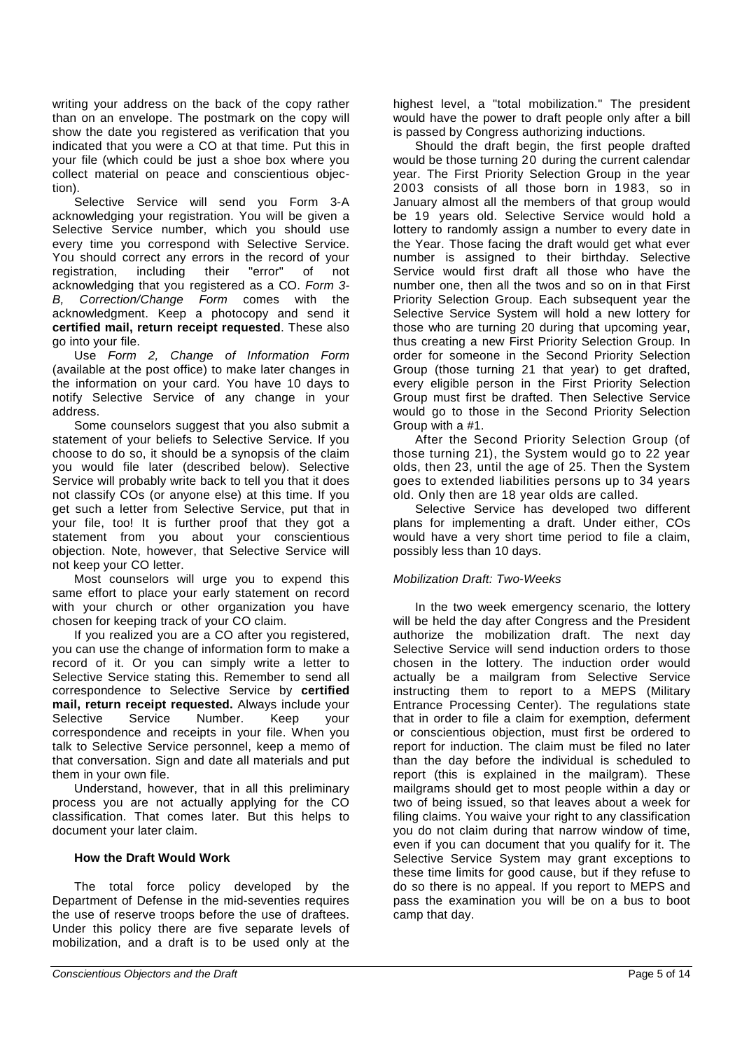writing your address on the back of the copy rather than on an envelope. The postmark on the copy will show the date you registered as verification that you indicated that you were a CO at that time. Put this in your file (which could be just a shoe box where you collect material on peace and conscientious objection).

Selective Service will send you Form 3-A acknowledging your registration. You will be given a Selective Service number, which you should use every time you correspond with Selective Service. You should correct any errors in the record of your registration, including their "error" of not acknowledging that you registered as a CO. *Form 3-B, Correction/Change Form* comes with the acknowledgment. Keep a photocopy and send it **certified mail, return receipt requested**. These also go into your file.

Use *Form 2, Change of Information Form* (available at the post office) to make later changes in the information on your card. You have 10 days to notify Selective Service of any change in your address.

Some counselors suggest that you also submit a statement of your beliefs to Selective Service. If you choose to do so, it should be a synopsis of the claim you would file later (described below). Selective Service will probably write back to tell you that it does not classify COs (or anyone else) at this time. If you get such a letter from Selective Service, put that in your file, too! It is further proof that they got a statement from you about your conscientious objection. Note, however, that Selective Service will not keep your CO letter.

Most counselors will urge you to expend this same effort to place your early statement on record with your church or other organization you have chosen for keeping track of your CO claim.

If you realized you are a CO after you registered, you can use the change of information form to make a record of it. Or you can simply write a letter to Selective Service stating this. Remember to send all correspondence to Selective Service by **certified mail, return receipt requested.** Always include your Selective Service Number. Keep your correspondence and receipts in your file. When you talk to Selective Service personnel, keep a memo of that conversation. Sign and date all materials and put them in your own file.

Understand, however, that in all this preliminary process you are not actually applying for the CO classification. That comes later. But this helps to document your later claim.

### How the Draft Would Work

The total force policy developed by the Department of Defense in the mid-seventies requires the use of reserve troops before the use of draftees. Under this policy there are five separate levels of mobilization, and a draft is to be used only at the highest level, a "total mobilization." The president would have the power to draft people only after a bill is passed by Congress authorizing inductions.

Should the draft begin, the first people drafted would be those turning 20 during the current calendar year. The First Priority Selection Group in the year 2003 consists of all those born in 1983, so in January almost all the members of that group would be 19 years old. Selective Service would hold a lottery to randomly assign a number to every date in the Year. Those facing the draft would get what ever number is assigned to their birthday. Selective Service would first draft all those who have the number one, then all the twos and so on in that First Priority Selection Group. Each subsequent year the Selective Service System will hold a new lottery for those who are turning 20 during that upcoming year, thus creating a new First Priority Selection Group. In order for someone in the Second Priority Selection Group (those turning 21 that year) to get drafted, every eligible person in the First Priority Selection Group must first be drafted. Then Selective Service would go to those in the Second Priority Selection Group with a #1.

After the Second Priority Selection Group (of those turning 21), the System would go to 22 year olds, then 23, until the age of 25. Then the System goes to extended liabilities persons up to 34 years old. Only then are 18 year olds are called.

Selective Service has developed two different plans for implementing a draft. Under either, COs would have a very short time period to file a claim, possibly less than 10 days.

#### *Mobilization Draft: Two-Weeks*

In the two week emergency scenario, the lottery will be held the day after Congress and the President authorize the mobilization draft. The next day Selective Service will send induction orders to those chosen in the lottery. The induction order would actually be a mailgram from Selective Service instructing them to report to a MEPS (Military Entrance Processing Center). The regulations state that in order to file a claim for exemption, deferment or conscientious objection, must first be ordered to report for induction. The claim must be filed no later than the day before the individual is scheduled to report (this is explained in the mailgram). These mailgrams should get to most people within a day or two of being issued, so that leaves about a week for filing claims. You waive your right to any classification you do not claim during that narrow window of time, even if you can document that you qualify for it. The Selective Service System may grant exceptions to these time limits for good cause, but if they refuse to do so there is no appeal. If you report to MEPS and pass the examination you will be on a bus to boot camp that day.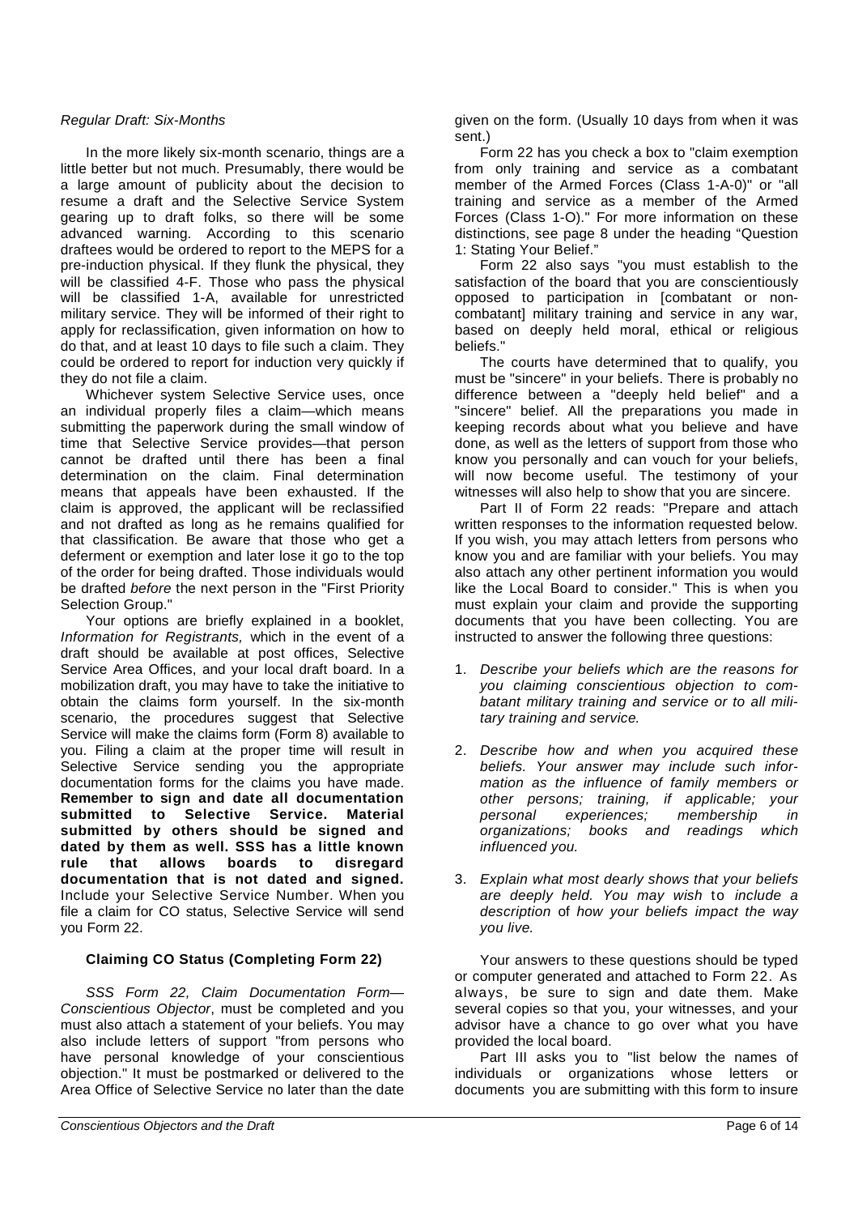*Regular Draft: Six-Months*

In the more likely six-month scenario, things are a little better but not much. Presumably, there would be a large amount of publicity about the decision to resume a draft and the Selective Service System gearing up to draft folks, so there will be some advanced warning. According to this scenario draftees would be ordered to report to the MEPS for a pre-induction physical. If they flunk the physical, they will be classified 4-F. Those who pass the physical will be classified 1-A, available for unrestricted military service. They will be informed of their right to apply for reclassification, given information on how to do that, and at least 10 days to file such a claim. They could be ordered to report for induction very quickly if they do not file a claim.

Whichever system Selective Service uses, once an individual properly files a claim—which means submitting the paperwork during the small window of time that Selective Service provides—that person cannot be drafted until there has been a final determination on the claim. Final determination means that appeals have been exhausted. If the claim is approved, the applicant will be reclassified and not drafted as long as he remains qualified for that classification. Be aware that those who get a deferment or exemption and later lose it go to the top of the order for being drafted. Those individuals would be drafted *before* the next person in the "First Priority Selection Group."

Your options are briefly explained in a booklet, *Information for Registrants,* which in the event of a draft should be available at post offices, Selective Service Area Offices, and your local draft board. In a mobilization draft, you may have to take the initiative to obtain the claims form yourself. In the six-month scenario, the procedures suggest that Selective Service will make the claims form (Form 8) available to you. Filing a claim at the proper time will result in Selective Service sending you the appropriate documentation forms for the claims you have made. **Remember to sign and date all documentation submitted to Selective Service. Material submitted by others should be signed and dated by them as well. SSS has a little known rule that allows boards to disregard documentation that is not dated and signed.** Include your Selective Service Number. When you file a claim for CO status, Selective Service will send you Form 22.

### Claiming CO Status (Completing Form 22)

*SSS Form 22, Claim Documentation Form—Conscientious Objector*, must be completed and you must also attach a statement of your beliefs. You may also include letters of support "from persons who have personal knowledge of your conscientious objection." It must be postmarked or delivered to the Area Office of Selective Service no later than the date given on the form. (Usually 10 days from when it was sent.)

Form 22 has you check a box to "claim exemption from only training and service as a combatant member of the Armed Forces (Class 1-A-0)" or "all training and service as a member of the Armed Forces (Class 1-O)." For more information on these distinctions, see page 8 under the heading "Question 1: Stating Your Belief."

Form 22 also says "you must establish to the satisfaction of the board that you are conscientiously opposed to participation in [combatant or non-combatant] military training and service in any war, based on deeply held moral, ethical or religious beliefs."

The courts have determined that to qualify, you must be "sincere" in your beliefs. There is probably no difference between a "deeply held belief" and a "sincere" belief. All the preparations you made in keeping records about what you believe and have done, as well as the letters of support from those who know you personally and can vouch for your beliefs, will now become useful. The testimony of your witnesses will also help to show that you are sincere.

Part II of Form 22 reads: "Prepare and attach written responses to the information requested below. If you wish, you may attach letters from persons who know you and are familiar with your beliefs. You may also attach any other pertinent information you would like the Local Board to consider." This is when you must explain your claim and provide the supporting documents that you have been collecting. You are instructed to answer the following three questions:

1. *Describe your beliefs which are the reasons for you claiming conscientious objection to combatant military training and service or to all military training and service.*
2. *Describe how and when you acquired these beliefs. Your answer may include such information as the influence of family members or other persons; training, if applicable; your personal experiences; membership in organizations; books and readings which influenced you.*
3. *Explain what most dearly shows that your beliefs are deeply held. You may wish to include a description of how your beliefs impact the way you live.*

Your answers to these questions should be typed or computer generated and attached to Form 22. As always, be sure to sign and date them. Make several copies so that you, your witnesses, and your advisor have a chance to go over what you have provided the local board.

Part III asks you to "list below the names of individuals or organizations whose letters or documents you are submitting with this form to insure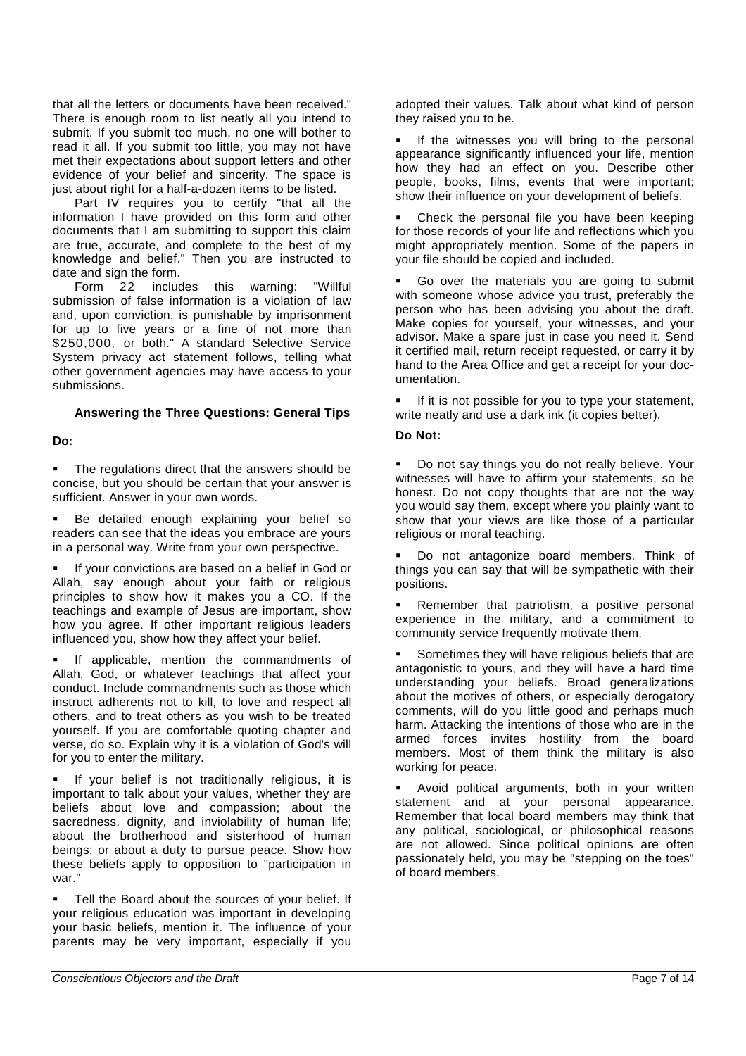that all the letters or documents have been received." There is enough room to list neatly all you intend to submit. If you submit too much, no one will bother to read it all. If you submit too little, you may not have met their expectations about support letters and other evidence of your belief and sincerity. The space is just about right for a half-a-dozen items to be listed.

Part IV requires you to certify "that all the information I have provided on this form and other documents that I am submitting to support this claim are true, accurate, and complete to the best of my knowledge and belief." Then you are instructed to date and sign the form.

Form 22 includes this warning: "Willful submission of false information is a violation of law and, upon conviction, is punishable by imprisonment for up to five years or a fine of not more than $250,000, or both." A standard Selective Service System privacy act statement follows, telling what other government agencies may have access to your submissions.

### Answering the Three Questions: General Tips

**Do:**

- The regulations direct that the answers should be concise, but you should be certain that your answer is sufficient. Answer in your own words.
- Be detailed enough explaining your belief so readers can see that the ideas you embrace are yours in a personal way. Write from your own perspective.
- If your convictions are based on a belief in God or Allah, say enough about your faith or religious principles to show how it makes you a CO. If the teachings and example of Jesus are important, show how you agree. If other important religious leaders influenced you, show how they affect your belief.
- If applicable, mention the commandments of Allah, God, or whatever teachings that affect your conduct. Include commandments such as those which instruct adherents not to kill, to love and respect all others, and to treat others as you wish to be treated yourself. If you are comfortable quoting chapter and verse, do so. Explain why it is a violation of God's will for you to enter the military.
- If your belief is not traditionally religious, it is important to talk about your values, whether they are beliefs about love and compassion; about the sacredness, dignity, and inviolability of human life; about the brotherhood and sisterhood of human beings; or about a duty to pursue peace. Show how these beliefs apply to opposition to "participation in war."
- Tell the Board about the sources of your belief. If your religious education was important in developing your basic beliefs, mention it. The influence of your parents may be very important, especially if you adopted their values. Talk about what kind of person they raised you to be.
- If the witnesses you will bring to the personal appearance significantly influenced your life, mention how they had an effect on you. Describe other people, books, films, events that were important; show their influence on your development of beliefs.
- Check the personal file you have been keeping for those records of your life and reflections which you might appropriately mention. Some of the papers in your file should be copied and included.
- Go over the materials you are going to submit with someone whose advice you trust, preferably the person who has been advising you about the draft. Make copies for yourself, your witnesses, and your advisor. Make a spare just in case you need it. Send it certified mail, return receipt requested, or carry it by hand to the Area Office and get a receipt for your documentation.
- If it is not possible for you to type your statement, write neatly and use a dark ink (it copies better).

**Do Not:**

- Do not say things you do not really believe. Your witnesses will have to affirm your statements, so be honest. Do not copy thoughts that are not the way you would say them, except where you plainly want to show that your views are like those of a particular religious or moral teaching.
- Do not antagonize board members. Think of things you can say that will be sympathetic with their positions.
- Remember that patriotism, a positive personal experience in the military, and a commitment to community service frequently motivate them.
- Sometimes they will have religious beliefs that are antagonistic to yours, and they will have a hard time understanding your beliefs. Broad generalizations about the motives of others, or especially derogatory comments, will do you little good and perhaps much harm. Attacking the intentions of those who are in the armed forces invites hostility from the board members. Most of them think the military is also working for peace.
- Avoid political arguments, both in your written statement and at your personal appearance. Remember that local board members may think that any political, sociological, or philosophical reasons are not allowed. Since political opinions are often passionately held, you may be "stepping on the toes" of board members.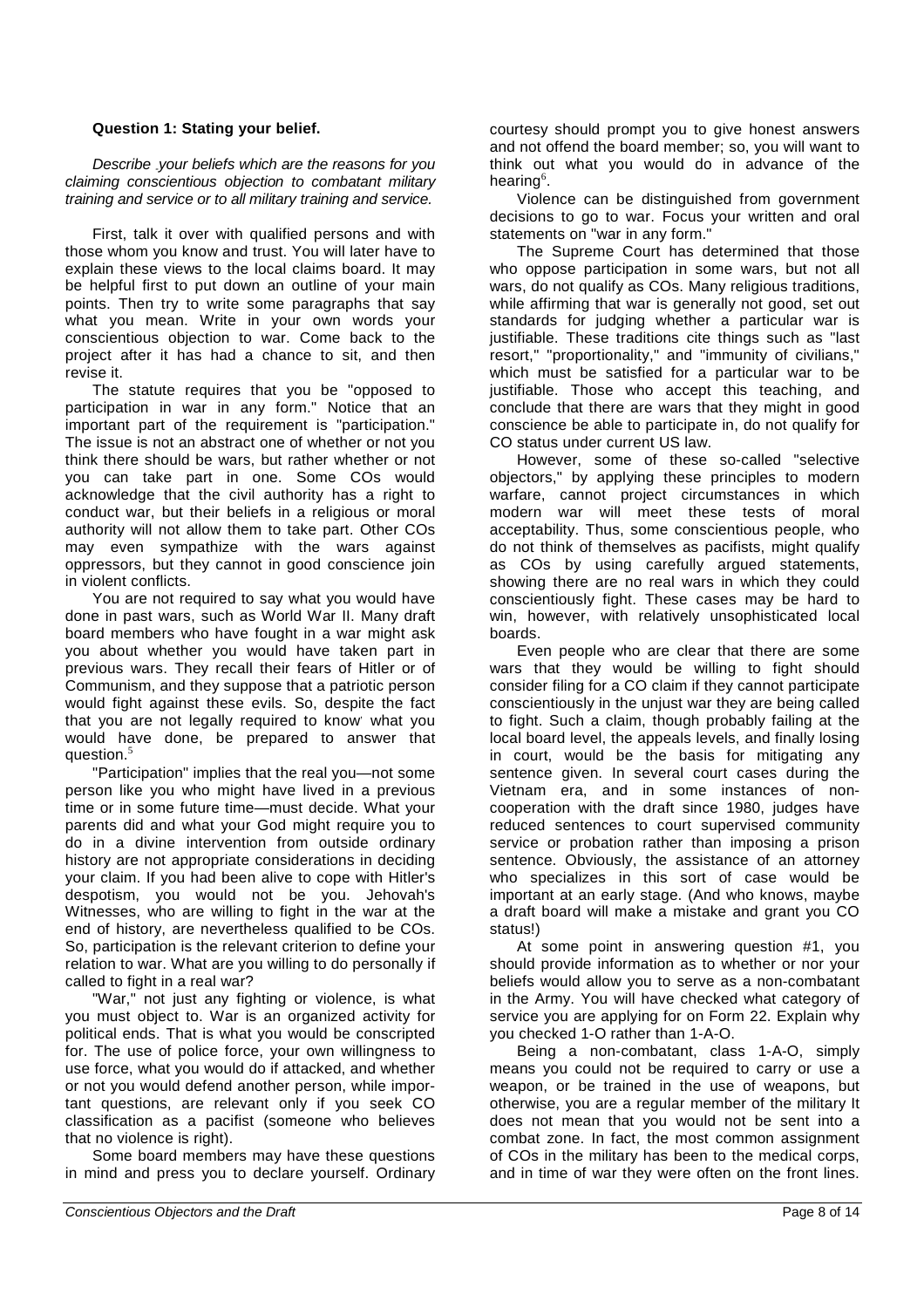**Question 1: Stating your belief.**

*Describe your beliefs which are the reasons for you claiming conscientious objection to combatant military training and service or to all military training and service.*

First, talk it over with qualified persons and with those whom you know and trust. You will later have to explain these views to the local claims board. It may be helpful first to put down an outline of your main points. Then try to write some paragraphs that say what you mean. Write in your own words your conscientious objection to war. Come back to the project after it has had a chance to sit, and then revise it.

The statute requires that you be "opposed to participation in war in any form." Notice that an important part of the requirement is "participation." The issue is not an abstract one of whether or not you think there should be wars, but rather whether or not you can take part in one. Some COs would acknowledge that the civil authority has a right to conduct war, but their beliefs in a religious or moral authority will not allow them to take part. Other COs may even sympathize with the wars against oppressors, but they cannot in good conscience join in violent conflicts.

You are not required to say what you would have done in past wars, such as World War II. Many draft board members who have fought in a war might ask you about whether you would have taken part in previous wars. They recall their fears of Hitler or of Communism, and they suppose that a patriotic person would fight against these evils. So, despite the fact that you are not legally required to know what you would have done, be prepared to answer that question.[5]

"Participation" implies that the real you—not some person like you who might have lived in a previous time or in some future time—must decide. What your parents did and what your God might require you to do in a divine intervention from outside ordinary history are not appropriate considerations in deciding your claim. If you had been alive to cope with Hitler's despotism, you would not be you. Jehovah's Witnesses, who are willing to fight in the war at the end of history, are nevertheless qualified to be COs. So, participation is the relevant criterion to define your relation to war. What are you willing to do personally if called to fight in a real war?

"War," not just any fighting or violence, is what you must object to. War is an organized activity for political ends. That is what you would be conscripted for. The use of police force, your own willingness to use force, what you would do if attacked, and whether or not you would defend another person, while important questions, are relevant only if you seek CO classification as a pacifist (someone who believes that no violence is right).

Some board members may have these questions in mind and press you to declare yourself. Ordinary courtesy should prompt you to give honest answers and not offend the board member; so, you will want to think out what you would do in advance of the hearing[6].

Violence can be distinguished from government decisions to go to war. Focus your written and oral statements on "war in any form."

The Supreme Court has determined that those who oppose participation in some wars, but not all wars, do not qualify as COs. Many religious traditions, while affirming that war is generally not good, set out standards for judging whether a particular war is justifiable. These traditions cite things such as "last resort," "proportionality," and "immunity of civilians," which must be satisfied for a particular war to be justifiable. Those who accept this teaching, and conclude that there are wars that they might in good conscience be able to participate in, do not qualify for CO status under current US law.

However, some of these so-called "selective objectors," by applying these principles to modern warfare, cannot project circumstances in which modern war will meet these tests of moral acceptability. Thus, some conscientious people, who do not think of themselves as pacifists, might qualify as COs by using carefully argued statements, showing there are no real wars in which they could conscientiously fight. These cases may be hard to win, however, with relatively unsophisticated local boards.

Even people who are clear that there are some wars that they would be willing to fight should consider filing for a CO claim if they cannot participate conscientiously in the unjust war they are being called to fight. Such a claim, though probably failing at the local board level, the appeals levels, and finally losing in court, would be the basis for mitigating any sentence given. In several court cases during the Vietnam era, and in some instances of non-cooperation with the draft since 1980, judges have reduced sentences to court supervised community service or probation rather than imposing a prison sentence. Obviously, the assistance of an attorney who specializes in this sort of case would be important at an early stage. (And who knows, maybe a draft board will make a mistake and grant you CO status!)

At some point in answering question #1, you should provide information as to whether or nor your beliefs would allow you to serve as a non-combatant in the Army. You will have checked what category of service you are applying for on Form 22. Explain why you checked 1-O rather than 1-A-O.

Being a non-combatant, class 1-A-O, simply means you could not be required to carry or use a weapon, or be trained in the use of weapons, but otherwise, you are a regular member of the military It does not mean that you would not be sent into a combat zone. In fact, the most common assignment of COs in the military has been to the medical corps, and in time of war they were often on the front lines.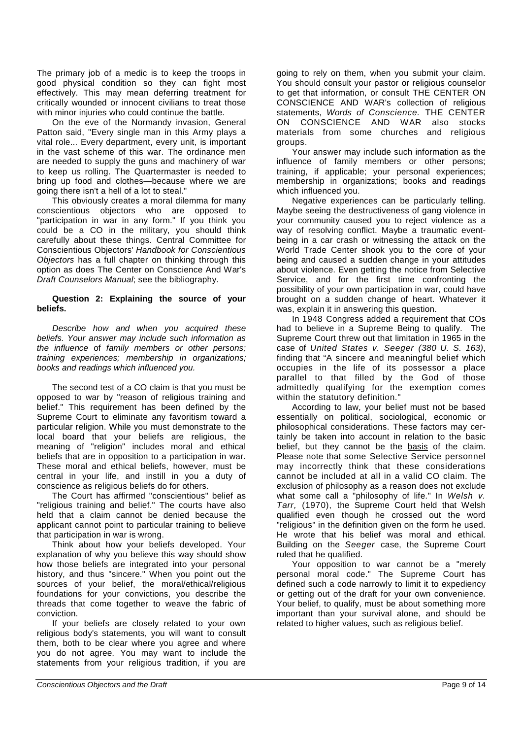The primary job of a medic is to keep the troops in good physical condition so they can fight most effectively. This may mean deferring treatment for critically wounded or innocent civilians to treat those with minor injuries who could continue the battle.

On the eve of the Normandy invasion, General Patton said, "Every single man in this Army plays a vital role... Every department, every unit, is important in the vast scheme of this war. The ordinance men are needed to supply the guns and machinery of war to keep us rolling. The Quartermaster is needed to bring up food and clothes—because where we are going there isn't a hell of a lot to steal."

This obviously creates a moral dilemma for many conscientious objectors who are opposed to "participation in war in any form." If you think you could be a CO in the military, you should think carefully about these things. Central Committee for Conscientious Objectors' *Handbook for Conscientious Objectors* has a full chapter on thinking through this option as does The Center on Conscience And War's *Draft Counselors Manual*; see the bibliography.

**Question 2: Explaining the source of your beliefs.**

*Describe how and when you acquired these beliefs. Your answer may include such information as the influence* of *family members or other persons; training experiences; membership in organizations; books and readings which influenced you.*

The second test of a CO claim is that you must be opposed to war by "reason of religious training and belief." This requirement has been defined by the Supreme Court to eliminate any favoritism toward a particular religion. While you must demonstrate to the local board that your beliefs are religious, the meaning of "religion" includes moral and ethical beliefs that are in opposition to a participation in war. These moral and ethical beliefs, however, must be central in your life, and instill in you a duty of conscience as religious beliefs do for others.

The Court has affirmed "conscientious" belief as "religious training and belief." The courts have also held that a claim cannot be denied because the applicant cannot point to particular training to believe that participation in war is wrong.

Think about how your beliefs developed. Your explanation of why you believe this way should show how those beliefs are integrated into your personal history, and thus "sincere." When you point out the sources of your belief, the moral/ethical/religious foundations for your convictions, you describe the threads that come together to weave the fabric of conviction.

If your beliefs are closely related to your own religious body's statements, you will want to consult them, both to be clear where you agree and where you do not agree. You may want to include the statements from your religious tradition, if you are going to rely on them, when you submit your claim. You should consult your pastor or religious counselor to get that information, or consult THE CENTER ON CONSCIENCE AND WAR's collection of religious statements, *Words of Conscience.* THE CENTER ON CONSCIENCE AND WAR also stocks materials from some churches and religious groups.

Your answer may include such information as the influence of family members or other persons; training, if applicable; your personal experiences; membership in organizations; books and readings which influenced you.

Negative experiences can be particularly telling. Maybe seeing the destructiveness of gang violence in your community caused you to reject violence as a way of resolving conflict. Maybe a traumatic event-being in a car crash or witnessing the attack on the World Trade Center shook you to the core of your being and caused a sudden change in your attitudes about violence. Even getting the notice from Selective Service, and for the first time confronting the possibility of your own participation in war, could have brought on a sudden change of heart. Whatever it was, explain it in answering this question.

In 1948 Congress added a requirement that COs had to believe in a Supreme Being to qualify. The Supreme Court threw out that limitation in 1965 in the case of *United States v. Seeger (380 U. S. 163)*, finding that "A sincere and meaningful belief which occupies in the life of its possessor a place parallel to that filled by the God of those admittedly qualifying for the exemption comes within the statutory definition."

According to law, your belief must not be based essentially on political, sociological, economic or philosophical considerations. These factors may certainly be taken into account in relation to the basic belief, but they cannot be the basis of the claim. Please note that some Selective Service personnel may incorrectly think that these considerations cannot be included at all in a valid CO claim. The exclusion of philosophy as a reason does not exclude what some call a "philosophy of life." In *Welsh v. Tarr*, (1970), the Supreme Court held that Welsh qualified even though he crossed out the word "religious" in the definition given on the form he used. He wrote that his belief was moral and ethical. Building on the *Seeger* case, the Supreme Court ruled that he qualified.

Your opposition to war cannot be a "merely personal moral code." The Supreme Court has defined such a code narrowly to limit it to expediency or getting out of the draft for your own convenience. Your belief, to qualify, must be about something more important than your survival alone, and should be related to higher values, such as religious belief.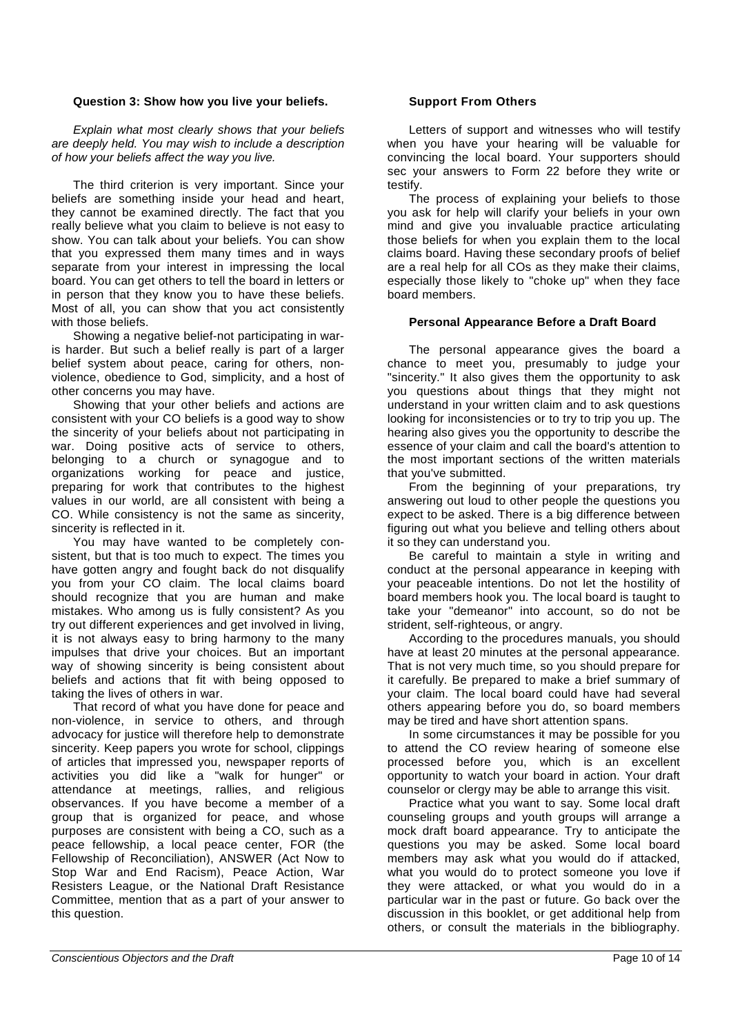**Question 3: Show how you live your beliefs.**

*Explain what most clearly shows that your beliefs are deeply held. You may wish to include a description of how your beliefs affect the way you live.*

The third criterion is very important. Since your beliefs are something inside your head and heart, they cannot be examined directly. The fact that you really believe what you claim to believe is not easy to show. You can talk about your beliefs. You can show that you expressed them many times and in ways separate from your interest in impressing the local board. You can get others to tell the board in letters or in person that they know you to have these beliefs. Most of all, you can show that you act consistently with those beliefs.

Showing a negative belief-not participating in war-is harder. But such a belief really is part of a larger belief system about peace, caring for others, non-violence, obedience to God, simplicity, and a host of other concerns you may have.

Showing that your other beliefs and actions are consistent with your CO beliefs is a good way to show the sincerity of your beliefs about not participating in war. Doing positive acts of service to others, belonging to a church or synagogue and to organizations working for peace and justice, preparing for work that contributes to the highest values in our world, are all consistent with being a CO. While consistency is not the same as sincerity, sincerity is reflected in it.

You may have wanted to be completely consistent, but that is too much to expect. The times you have gotten angry and fought back do not disqualify you from your CO claim. The local claims board should recognize that you are human and make mistakes. Who among us is fully consistent? As you try out different experiences and get involved in living, it is not always easy to bring harmony to the many impulses that drive your choices. But an important way of showing sincerity is being consistent about beliefs and actions that fit with being opposed to taking the lives of others in war.

That record of what you have done for peace and non-violence, in service to others, and through advocacy for justice will therefore help to demonstrate sincerity. Keep papers you wrote for school, clippings of articles that impressed you, newspaper reports of activities you did like a "walk for hunger" or attendance at meetings, rallies, and religious observances. If you have become a member of a group that is organized for peace, and whose purposes are consistent with being a CO, such as a peace fellowship, a local peace center, FOR (the Fellowship of Reconciliation), ANSWER (Act Now to Stop War and End Racism), Peace Action, War Resisters League, or the National Draft Resistance Committee, mention that as a part of your answer to this question.

**Support From Others**

Letters of support and witnesses who will testify when you have your hearing will be valuable for convincing the local board. Your supporters should sec your answers to Form 22 before they write or testify.

The process of explaining your beliefs to those you ask for help will clarify your beliefs in your own mind and give you invaluable practice articulating those beliefs for when you explain them to the local claims board. Having these secondary proofs of belief are a real help for all COs as they make their claims, especially those likely to "choke up" when they face board members.

**Personal Appearance Before a Draft Board**

The personal appearance gives the board a chance to meet you, presumably to judge your "sincerity." It also gives them the opportunity to ask you questions about things that they might not understand in your written claim and to ask questions looking for inconsistencies or to try to trip you up. The hearing also gives you the opportunity to describe the essence of your claim and call the board's attention to the most important sections of the written materials that you've submitted.

From the beginning of your preparations, try answering out loud to other people the questions you expect to be asked. There is a big difference between figuring out what you believe and telling others about it so they can understand you.

Be careful to maintain a style in writing and conduct at the personal appearance in keeping with your peaceable intentions. Do not let the hostility of board members hook you. The local board is taught to take your "demeanor" into account, so do not be strident, self-righteous, or angry.

According to the procedures manuals, you should have at least 20 minutes at the personal appearance. That is not very much time, so you should prepare for it carefully. Be prepared to make a brief summary of your claim. The local board could have had several others appearing before you do, so board members may be tired and have short attention spans.

In some circumstances it may be possible for you to attend the CO review hearing of someone else processed before you, which is an excellent opportunity to watch your board in action. Your draft counselor or clergy may be able to arrange this visit.

Practice what you want to say. Some local draft counseling groups and youth groups will arrange a mock draft board appearance. Try to anticipate the questions you may be asked. Some local board members may ask what you would do if attacked, what you would do to protect someone you love if they were attacked, or what you would do in a particular war in the past or future. Go back over the discussion in this booklet, or get additional help from others, or consult the materials in the bibliography.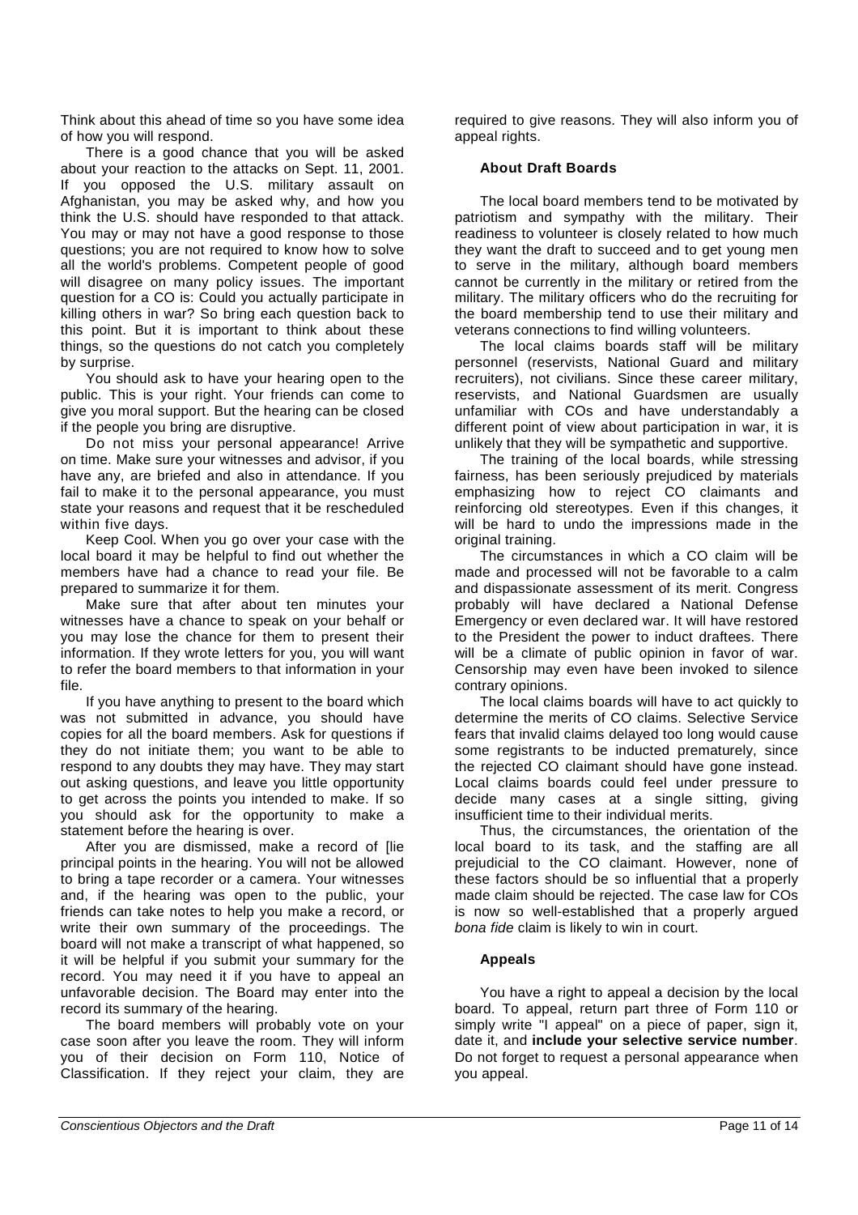Think about this ahead of time so you have some idea of how you will respond.

There is a good chance that you will be asked about your reaction to the attacks on Sept. 11, 2001. If you opposed the U.S. military assault on Afghanistan, you may be asked why, and how you think the U.S. should have responded to that attack. You may or may not have a good response to those questions; you are not required to know how to solve all the world's problems. Competent people of good will disagree on many policy issues. The important question for a CO is: Could you actually participate in killing others in war? So bring each question back to this point. But it is important to think about these things, so the questions do not catch you completely by surprise.

You should ask to have your hearing open to the public. This is your right. Your friends can come to give you moral support. But the hearing can be closed if the people you bring are disruptive.

Do not miss your personal appearance! Arrive on time. Make sure your witnesses and advisor, if you have any, are briefed and also in attendance. If you fail to make it to the personal appearance, you must state your reasons and request that it be rescheduled within five days.

Keep Cool. When you go over your case with the local board it may be helpful to find out whether the members have had a chance to read your file. Be prepared to summarize it for them.

Make sure that after about ten minutes your witnesses have a chance to speak on your behalf or you may lose the chance for them to present their information. If they wrote letters for you, you will want to refer the board members to that information in your file.

If you have anything to present to the board which was not submitted in advance, you should have copies for all the board members. Ask for questions if they do not initiate them; you want to be able to respond to any doubts they may have. They may start out asking questions, and leave you little opportunity to get across the points you intended to make. If so you should ask for the opportunity to make a statement before the hearing is over.

After you are dismissed, make a record of [lie principal points in the hearing. You will not be allowed to bring a tape recorder or a camera. Your witnesses and, if the hearing was open to the public, your friends can take notes to help you make a record, or write their own summary of the proceedings. The board will not make a transcript of what happened, so it will be helpful if you submit your summary for the record. You may need it if you have to appeal an unfavorable decision. The Board may enter into the record its summary of the hearing.

The board members will probably vote on your case soon after you leave the room. They will inform you of their decision on Form 110, Notice of Classification. If they reject your claim, they are required to give reasons. They will also inform you of appeal rights.

### About Draft Boards

The local board members tend to be motivated by patriotism and sympathy with the military. Their readiness to volunteer is closely related to how much they want the draft to succeed and to get young men to serve in the military, although board members cannot be currently in the military or retired from the military. The military officers who do the recruiting for the board membership tend to use their military and veterans connections to find willing volunteers.

The local claims boards staff will be military personnel (reservists, National Guard and military recruiters), not civilians. Since these career military, reservists, and National Guardsmen are usually unfamiliar with COs and have understandably a different point of view about participation in war, it is unlikely that they will be sympathetic and supportive.

The training of the local boards, while stressing fairness, has been seriously prejudiced by materials emphasizing how to reject CO claimants and reinforcing old stereotypes. Even if this changes, it will be hard to undo the impressions made in the original training.

The circumstances in which a CO claim will be made and processed will not be favorable to a calm and dispassionate assessment of its merit. Congress probably will have declared a National Defense Emergency or even declared war. It will have restored to the President the power to induct draftees. There will be a climate of public opinion in favor of war. Censorship may even have been invoked to silence contrary opinions.

The local claims boards will have to act quickly to determine the merits of CO claims. Selective Service fears that invalid claims delayed too long would cause some registrants to be inducted prematurely, since the rejected CO claimant should have gone instead. Local claims boards could feel under pressure to decide many cases at a single sitting, giving insufficient time to their individual merits.

Thus, the circumstances, the orientation of the local board to its task, and the staffing are all prejudicial to the CO claimant. However, none of these factors should be so influential that a properly made claim should be rejected. The case law for COs is now so well-established that a properly argued *bona fide* claim is likely to win in court.

### Appeals

You have a right to appeal a decision by the local board. To appeal, return part three of Form 110 or simply write "I appeal" on a piece of paper, sign it, date it, and **include your selective service number**. Do not forget to request a personal appearance when you appeal.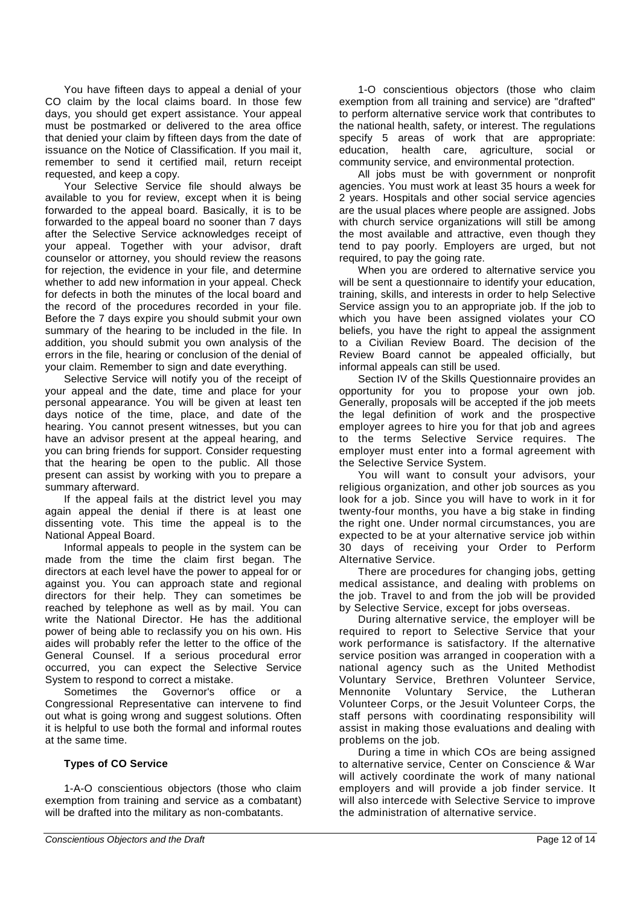You have fifteen days to appeal a denial of your CO claim by the local claims board. In those few days, you should get expert assistance. Your appeal must be postmarked or delivered to the area office that denied your claim by fifteen days from the date of issuance on the Notice of Classification. If you mail it, remember to send it certified mail, return receipt requested, and keep a copy.

Your Selective Service file should always be available to you for review, except when it is being forwarded to the appeal board. Basically, it is to be forwarded to the appeal board no sooner than 7 days after the Selective Service acknowledges receipt of your appeal. Together with your advisor, draft counselor or attorney, you should review the reasons for rejection, the evidence in your file, and determine whether to add new information in your appeal. Check for defects in both the minutes of the local board and the record of the procedures recorded in your file. Before the 7 days expire you should submit your own summary of the hearing to be included in the file. In addition, you should submit you own analysis of the errors in the file, hearing or conclusion of the denial of your claim. Remember to sign and date everything.

Selective Service will notify you of the receipt of your appeal and the date, time and place for your personal appearance. You will be given at least ten days notice of the time, place, and date of the hearing. You cannot present witnesses, but you can have an advisor present at the appeal hearing, and you can bring friends for support. Consider requesting that the hearing be open to the public. All those present can assist by working with you to prepare a summary afterward.

If the appeal fails at the district level you may again appeal the denial if there is at least one dissenting vote. This time the appeal is to the National Appeal Board.

Informal appeals to people in the system can be made from the time the claim first began. The directors at each level have the power to appeal for or against you. You can approach state and regional directors for their help. They can sometimes be reached by telephone as well as by mail. You can write the National Director. He has the additional power of being able to reclassify you on his own. His aides will probably refer the letter to the office of the General Counsel. If a serious procedural error occurred, you can expect the Selective Service System to respond to correct a mistake.

Sometimes the Governor's office or a Congressional Representative can intervene to find out what is going wrong and suggest solutions. Often it is helpful to use both the formal and informal routes at the same time.

### Types of CO Service

1-A-O conscientious objectors (those who claim exemption from training and service as a combatant) will be drafted into the military as non-combatants.

1-O conscientious objectors (those who claim exemption from all training and service) are "drafted" to perform alternative service work that contributes to the national health, safety, or interest. The regulations specify 5 areas of work that are appropriate: education, health care, agriculture, social or community service, and environmental protection.

All jobs must be with government or nonprofit agencies. You must work at least 35 hours a week for 2 years. Hospitals and other social service agencies are the usual places where people are assigned. Jobs with church service organizations will still be among the most available and attractive, even though they tend to pay poorly. Employers are urged, but not required, to pay the going rate.

When you are ordered to alternative service you will be sent a questionnaire to identify your education, training, skills, and interests in order to help Selective Service assign you to an appropriate job. If the job to which you have been assigned violates your CO beliefs, you have the right to appeal the assignment to a Civilian Review Board. The decision of the Review Board cannot be appealed officially, but informal appeals can still be used.

Section IV of the Skills Questionnaire provides an opportunity for you to propose your own job. Generally, proposals will be accepted if the job meets the legal definition of work and the prospective employer agrees to hire you for that job and agrees to the terms Selective Service requires. The employer must enter into a formal agreement with the Selective Service System.

You will want to consult your advisors, your religious organization, and other job sources as you look for a job. Since you will have to work in it for twenty-four months, you have a big stake in finding the right one. Under normal circumstances, you are expected to be at your alternative service job within 30 days of receiving your Order to Perform Alternative Service.

There are procedures for changing jobs, getting medical assistance, and dealing with problems on the job. Travel to and from the job will be provided by Selective Service, except for jobs overseas.

During alternative service, the employer will be required to report to Selective Service that your work performance is satisfactory. If the alternative service position was arranged in cooperation with a national agency such as the United Methodist Voluntary Service, Brethren Volunteer Service, Mennonite Voluntary Service, the Lutheran Volunteer Corps, or the Jesuit Volunteer Corps, the staff persons with coordinating responsibility will assist in making those evaluations and dealing with problems on the job.

During a time in which COs are being assigned to alternative service, Center on Conscience & War will actively coordinate the work of many national employers and will provide a job finder service. It will also intercede with Selective Service to improve the administration of alternative service.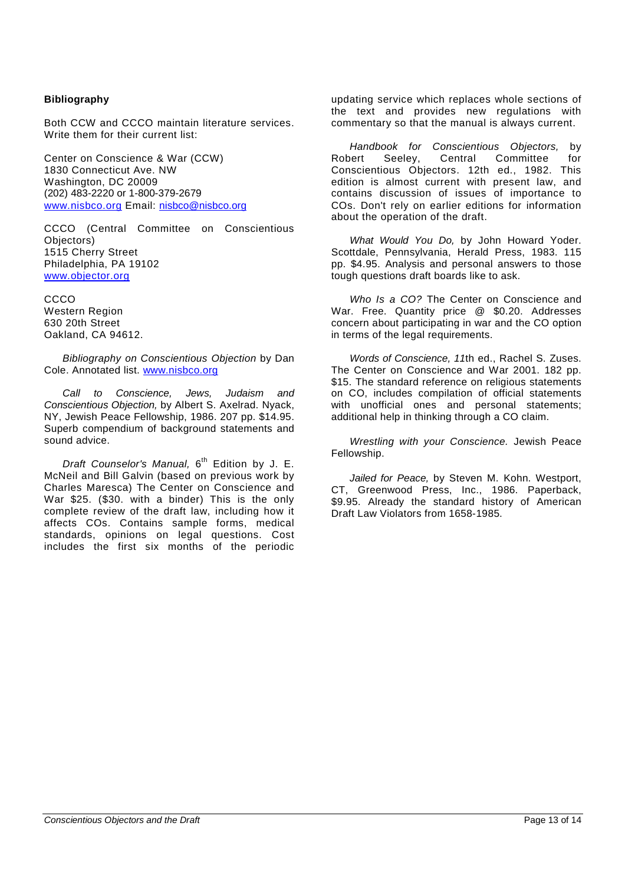**Bibliography**

Both CCW and CCCO maintain literature services. Write them for their current list:

Center on Conscience & War (CCW)
1830 Connecticut Ave. NW
Washington, DC 20009
(202) 483-2220 or 1-800-379-2679
www.nisbco.org Email: nisbco@nisbco.org

CCCO (Central Committee on Conscientious Objectors)
1515 Cherry Street
Philadelphia, PA 19102
www.objector.org

CCCO
Western Region
630 20th Street
Oakland, CA 94612.

*Bibliography on Conscientious Objection* by Dan Cole. Annotated list. www.nisbco.org

*Call to Conscience, Jews, Judaism and Conscientious Objection,* by Albert S. Axelrad. Nyack, NY, Jewish Peace Fellowship, 1986. 207 pp. $14.95. Superb compendium of background statements and sound advice.

*Draft Counselor's Manual,* 6th Edition by J. E. McNeil and Bill Galvin (based on previous work by Charles Maresca) The Center on Conscience and War $25. ($30. with a binder) This is the only complete review of the draft law, including how it affects COs. Contains sample forms, medical standards, opinions on legal questions. Cost includes the first six months of the periodic updating service which replaces whole sections of the text and provides new regulations with commentary so that the manual is always current.

*Handbook for Conscientious Objectors,* by Robert Seeley, Central Committee for Conscientious Objectors. 12th ed., 1982. This edition is almost current with present law, and contains discussion of issues of importance to COs. Don't rely on earlier editions for information about the operation of the draft.

*What Would You Do,* by John Howard Yoder. Scottdale, Pennsylvania, Herald Press, 1983. 115 pp. $4.95. Analysis and personal answers to those tough questions draft boards like to ask.

*Who Is a CO?* The Center on Conscience and War. Free. Quantity price @ $0.20. Addresses concern about participating in war and the CO option in terms of the legal requirements.

*Words of Conscience, 11*th ed., Rachel S. Zuses. The Center on Conscience and War 2001. 182 pp. $15. The standard reference on religious statements on CO, includes compilation of official statements with unofficial ones and personal statements; additional help in thinking through a CO claim.

*Wrestling with your Conscience.* Jewish Peace Fellowship.

*Jailed for Peace,* by Steven M. Kohn. Westport, CT, Greenwood Press, Inc., 1986. Paperback, $9.95. Already the standard history of American Draft Law Violators from 1658-1985.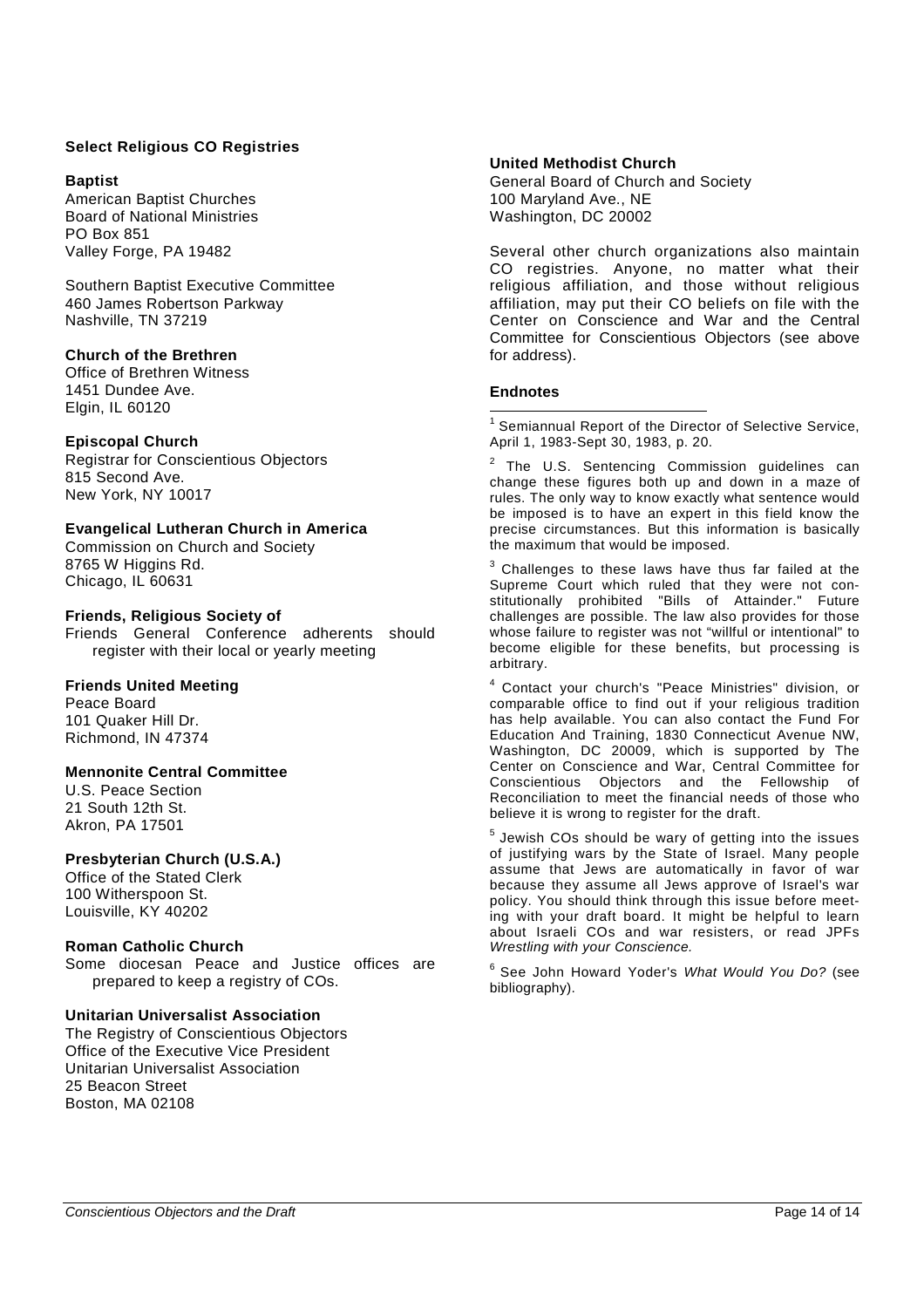### Select Religious CO Registries

**Baptist**
American Baptist Churches
Board of National Ministries
PO Box 851
Valley Forge, PA 19482

Southern Baptist Executive Committee
460 James Robertson Parkway
Nashville, TN 37219

**Church of the Brethren**
Office of Brethren Witness
1451 Dundee Ave.
Elgin, IL 60120

**Episcopal Church**
Registrar for Conscientious Objectors
815 Second Ave.
New York, NY 10017

**Evangelical Lutheran Church in America**
Commission on Church and Society
8765 W Higgins Rd.
Chicago, IL 60631

**Friends, Religious Society of**
Friends General Conference adherents should register with their local or yearly meeting

**Friends United Meeting**
Peace Board
101 Quaker Hill Dr.
Richmond, IN 47374

**Mennonite Central Committee**
U.S. Peace Section
21 South 12th St.
Akron, PA 17501

**Presbyterian Church (U.S.A.)**
Office of the Stated Clerk
100 Witherspoon St.
Louisville, KY 40202

**Roman Catholic Church**
Some diocesan Peace and Justice offices are prepared to keep a registry of COs.

**Unitarian Universalist Association**
The Registry of Conscientious Objectors
Office of the Executive Vice President
Unitarian Universalist Association
25 Beacon Street
Boston, MA 02108

**United Methodist Church**
General Board of Church and Society
100 Maryland Ave., NE
Washington, DC 20002

Several other church organizations also maintain CO registries. Anyone, no matter what their religious affiliation, and those without religious affiliation, may put their CO beliefs on file with the Center on Conscience and War and the Central Committee for Conscientious Objectors (see above for address).

### Endnotes

[1] Semiannual Report of the Director of Selective Service, April 1, 1983-Sept 30, 1983, p. 20.

[2] The U.S. Sentencing Commission guidelines can change these figures both up and down in a maze of rules. The only way to know exactly what sentence would be imposed is to have an expert in this field know the precise circumstances. But this information is basically the maximum that would be imposed.

[3] Challenges to these laws have thus far failed at the Supreme Court which ruled that they were not constitutionally prohibited "Bills of Attainder." Future challenges are possible. The law also provides for those whose failure to register was not "willful or intentional" to become eligible for these benefits, but processing is arbitrary.

[4] Contact your church's "Peace Ministries" division, or comparable office to find out if your religious tradition has help available. You can also contact the Fund For Education And Training, 1830 Connecticut Avenue NW, Washington, DC 20009, which is supported by The Center on Conscience and War, Central Committee for Conscientious Objectors and the Fellowship of Reconciliation to meet the financial needs of those who believe it is wrong to register for the draft.

[5] Jewish COs should be wary of getting into the issues of justifying wars by the State of Israel. Many people assume that Jews are automatically in favor of war because they assume all Jews approve of Israel's war policy. You should think through this issue before meeting with your draft board. It might be helpful to learn about Israeli COs and war resisters, or read JPFs *Wrestling with your Conscience.*

[6] See John Howard Yoder's *What Would You Do?* (see bibliography).